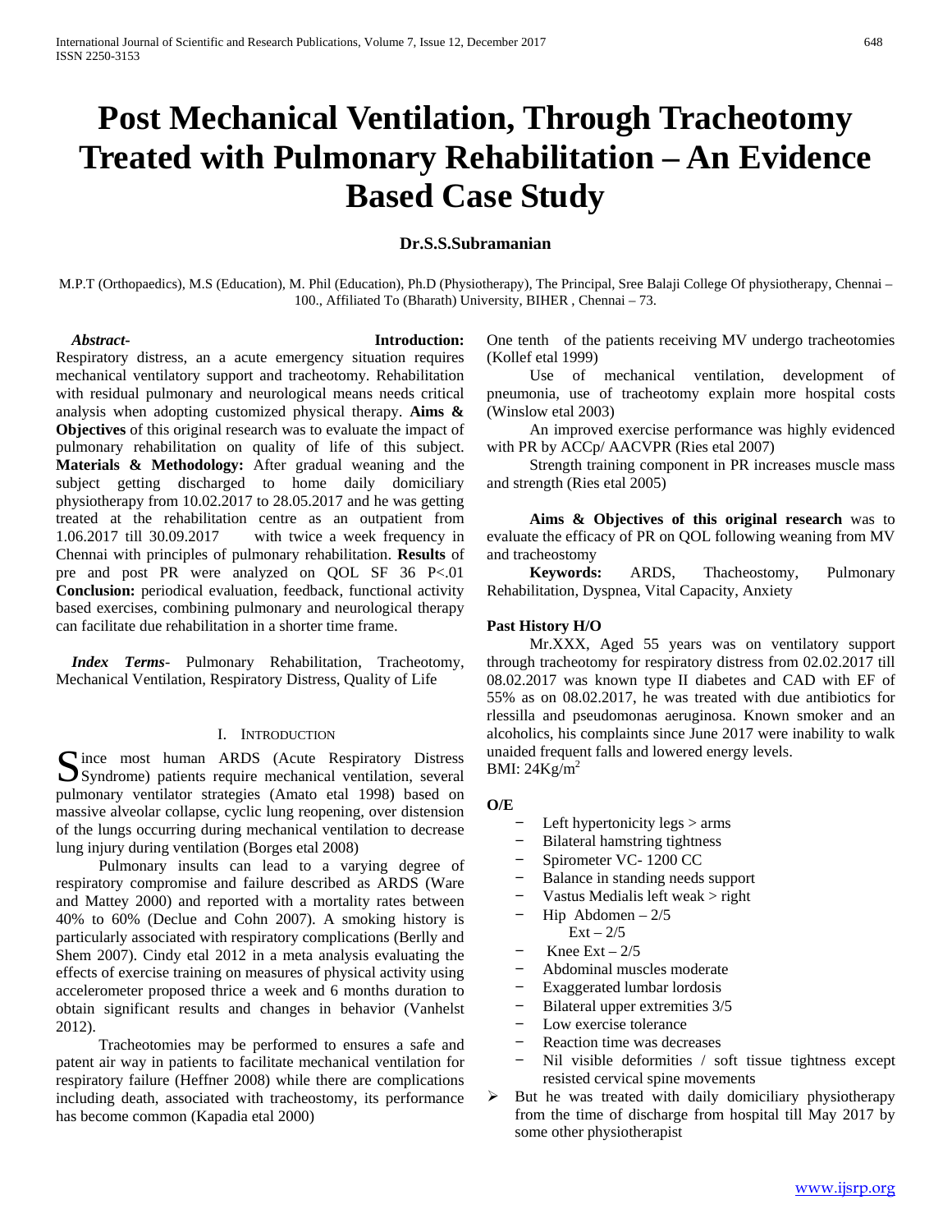# Post Mechanical Ventilation, Through Tracheotomy Treated with Pulmonary Rehabilitation – An Evidence Based Case Study

**Dr.S.S.Subramanian**

M.P.T (Orthopaedics), M.S (Education), M. Phil (Education), Ph.D (Physiotherapy), The Principal, Sree Balaji College Of physiotherapy, Chennai – 100., Affiliated To (Bharath) University, BIHER , Chennai – 73.

***Abstract-*** **Introduction:** Respiratory distress, an a acute emergency situation requires mechanical ventilatory support and tracheotomy. Rehabilitation with residual pulmonary and neurological means needs critical analysis when adopting customized physical therapy. **Aims & Objectives** of this original research was to evaluate the impact of pulmonary rehabilitation on quality of life of this subject. **Materials & Methodology:** After gradual weaning and the subject getting discharged to home daily domiciliary physiotherapy from 10.02.2017 to 28.05.2017 and he was getting treated at the rehabilitation centre as an outpatient from 1.06.2017 till 30.09.2017 with twice a week frequency in Chennai with principles of pulmonary rehabilitation. **Results** of pre and post PR were analyzed on QOL SF 36 P<.01 **Conclusion:** periodical evaluation, feedback, functional activity based exercises, combining pulmonary and neurological therapy can facilitate due rehabilitation in a shorter time frame.

***Index Terms*****-** Pulmonary Rehabilitation, Tracheotomy, Mechanical Ventilation, Respiratory Distress, Quality of Life

## I. Introduction

Since most human ARDS (Acute Respiratory Distress Syndrome) patients require mechanical ventilation, several pulmonary ventilator strategies (Amato etal 1998) based on massive alveolar collapse, cyclic lung reopening, over distension of the lungs occurring during mechanical ventilation to decrease lung injury during ventilation (Borges etal 2008)

Pulmonary insults can lead to a varying degree of respiratory compromise and failure described as ARDS (Ware and Mattey 2000) and reported with a mortality rates between 40% to 60% (Declue and Cohn 2007). A smoking history is particularly associated with respiratory complications (Berlly and Shem 2007). Cindy etal 2012 in a meta analysis evaluating the effects of exercise training on measures of physical activity using accelerometer proposed thrice a week and 6 months duration to obtain significant results and changes in behavior (Vanhelst 2012).

Tracheotomies may be performed to ensures a safe and patent air way in patients to facilitate mechanical ventilation for respiratory failure (Heffner 2008) while there are complications including death, associated with tracheostomy, its performance has become common (Kapadia etal 2000)

One tenth of the patients receiving MV undergo tracheotomies (Kollef etal 1999)

Use of mechanical ventilation, development of pneumonia, use of tracheotomy explain more hospital costs (Winslow etal 2003)

An improved exercise performance was highly evidenced with PR by ACCp/ AACVPR (Ries etal 2007)

Strength training component in PR increases muscle mass and strength (Ries etal 2005)

**Aims & Objectives of this original research** was to evaluate the efficacy of PR on QOL following weaning from MV and tracheostomy

**Keywords:** ARDS, Thacheostomy, Pulmonary Rehabilitation, Dyspnea, Vital Capacity, Anxiety

### Past History H/O

Mr.XXX, Aged 55 years was on ventilatory support through tracheotomy for respiratory distress from 02.02.2017 till 08.02.2017 was known type II diabetes and CAD with EF of 55% as on 08.02.2017, he was treated with due antibiotics for rlessilla and pseudomonas aeruginosa. Known smoker and an alcoholics, his complaints since June 2017 were inability to walk unaided frequent falls and lowered energy levels.
BMI: $24Kg/m^2$

### O/E

- Left hypertonicity legs > arms
- Bilateral hamstring tightness
- Spirometer VC- 1200 CC
- Balance in standing needs support
- Vastus Medialis left weak > right
- Hip Abdomen – 2/5
  Ext – 2/5
- Knee Ext – 2/5
- Abdominal muscles moderate
- Exaggerated lumbar lordosis
- Bilateral upper extremities 3/5
- Low exercise tolerance
- Reaction time was decreases
- Nil visible deformities / soft tissue tightness except resisted cervical spine movements

➢ But he was treated with daily domiciliary physiotherapy from the time of discharge from hospital till May 2017 by some other physiotherapist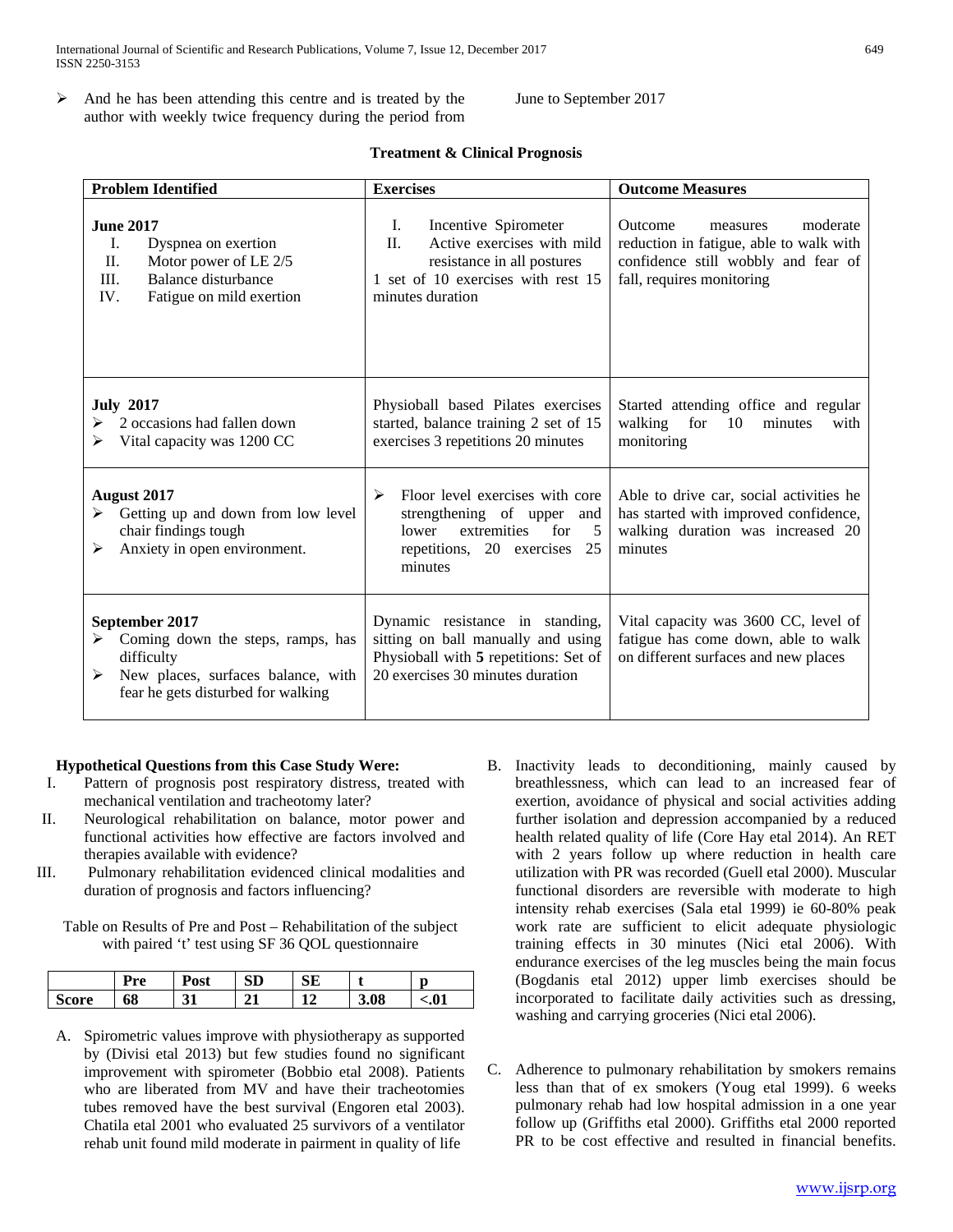- And he has been attending this centre and is treated by the author with weekly twice frequency during the period from June to September 2017

**Treatment & Clinical Prognosis**

| Problem Identified | Exercises | Outcome Measures |
|---|---|---|
| **June 2017**<br>I. Dyspnea on exertion<br>II. Motor power of LE 2/5<br>III. Balance disturbance<br>IV. Fatigue on mild exertion | I. Incentive Spirometer<br>II. Active exercises with mild resistance in all postures<br>1 set of 10 exercises with rest 15 minutes duration | Outcome measures moderate reduction in fatigue, able to walk with confidence still wobbly and fear of fall, requires monitoring |
| **July 2017**<br>- 2 occasions had fallen down<br>- Vital capacity was 1200 CC | Physioball based Pilates exercises started, balance training 2 set of 15 exercises 3 repetitions 20 minutes | Started attending office and regular walking for 10 minutes with monitoring |
| **August 2017**<br>- Getting up and down from low level chair findings tough<br>- Anxiety in open environment. | - Floor level exercises with core strengthening of upper and lower extremities for 5 repetitions, 20 exercises 25 minutes | Able to drive car, social activities he has started with improved confidence, walking duration was increased 20 minutes |
| **September 2017**<br>- Coming down the steps, ramps, has difficulty<br>- New places, surfaces balance, with fear he gets disturbed for walking | Dynamic resistance in standing, sitting on ball manually and using Physioball with **5** repetitions: Set of 20 exercises 30 minutes duration | Vital capacity was 3600 CC, level of fatigue has come down, able to walk on different surfaces and new places |

**Hypothetical Questions from this Case Study Were:**

I. Pattern of prognosis post respiratory distress, treated with mechanical ventilation and tracheotomy later?
II. Neurological rehabilitation on balance, motor power and functional activities how effective are factors involved and therapies available with evidence?
III. Pulmonary rehabilitation evidenced clinical modalities and duration of prognosis and factors influencing?

Table on Results of Pre and Post – Rehabilitation of the subject with paired 't' test using SF 36 QOL questionnaire

| | Pre | Post | SD | SE | t | p |
|---|---|---|---|---|---|---|
| **Score** | **68** | **31** | **21** | **12** | **3.08** | **<.01** |

A. Spirometric values improve with physiotherapy as supported by (Divisi etal 2013) but few studies found no significant improvement with spirometer (Bobbio etal 2008). Patients who are liberated from MV and have their tracheotomies tubes removed have the best survival (Engoren etal 2003). Chatila etal 2001 who evaluated 25 survivors of a ventilator rehab unit found mild moderate in pairment in quality of life

B. Inactivity leads to deconditioning, mainly caused by breathlessness, which can lead to an increased fear of exertion, avoidance of physical and social activities adding further isolation and depression accompanied by a reduced health related quality of life (Core Hay etal 2014). An RET with 2 years follow up where reduction in health care utilization with PR was recorded (Guell etal 2000). Muscular functional disorders are reversible with moderate to high intensity rehab exercises (Sala etal 1999) ie 60-80% peak work rate are sufficient to elicit adequate physiologic training effects in 30 minutes (Nici etal 2006). With endurance exercises of the leg muscles being the main focus (Bogdanis etal 2012) upper limb exercises should be incorporated to facilitate daily activities such as dressing, washing and carrying groceries (Nici etal 2006).

C. Adherence to pulmonary rehabilitation by smokers remains less than that of ex smokers (Youg etal 1999). 6 weeks pulmonary rehab had low hospital admission in a one year follow up (Griffiths etal 2000). Griffiths etal 2000 reported PR to be cost effective and resulted in financial benefits.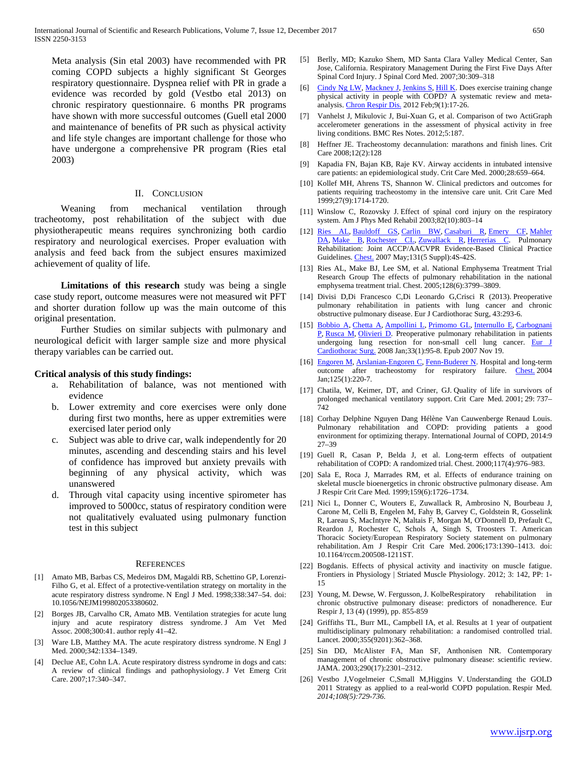Meta analysis (Sin etal 2003) have recommended with PR coming COPD subjects a highly significant St Georges respiratory questionnaire. Dyspnea relief with PR in grade a evidence was recorded by gold (Vestbo etal 2013) on chronic respiratory questionnaire. 6 months PR programs have shown with more successful outcomes (Guell etal 2000 and maintenance of benefits of PR such as physical activity and life style changes are important challenge for those who have undergone a comprehensive PR program (Ries etal 2003)

## II. Conclusion

Weaning from mechanical ventilation through tracheotomy, post rehabilitation of the subject with due physiotherapeutic means requires synchronizing both cardio respiratory and neurological exercises. Proper evaluation with analysis and feed back from the subject ensures maximized achievement of quality of life.

**Limitations of this research** study was being a single case study report, outcome measures were not measured wit PFT and shorter duration follow up was the main outcome of this original presentation.

Further Studies on similar subjects with pulmonary and neurological deficit with larger sample size and more physical therapy variables can be carried out.

**Critical analysis of this study findings:**

a. Rehabilitation of balance, was not mentioned with evidence
b. Lower extremity and core exercises were only done during first two months, here as upper extremities were exercised later period only
c. Subject was able to drive car, walk independently for 20 minutes, ascending and descending stairs and his level of confidence has improved but anxiety prevails with beginning of any physical activity, which was unanswered
d. Through vital capacity using incentive spirometer has improved to 5000cc, status of respiratory condition were not qualitatively evaluated using pulmonary function test in this subject

## References

[1] Amato MB, Barbas CS, Medeiros DM, Magaldi RB, Schettino GP, Lorenzi-Filho G, et al. Effect of a protective-ventilation strategy on mortality in the acute respiratory distress syndrome. N Engl J Med. 1998;338:347–54. doi: 10.1056/NEJM199802053380602.

[2] Borges JB, Carvalho CR, Amato MB. Ventilation strategies for acute lung injury and acute respiratory distress syndrome. J Am Vet Med Assoc. 2008;300:41. author reply 41–42.

[3] Ware LB, Matthey MA. The acute respiratory distress syndrome. N Engl J Med. 2000;342:1334–1349.

[4] Declue AE, Cohn LA. Acute respiratory distress syndrome in dogs and cats: A review of clinical findings and pathophysiology. J Vet Emerg Crit Care. 2007;17:340–347.

[5] Berlly, MD; Kazuko Shem, MD Santa Clara Valley Medical Center, San Jose, California. Respiratory Management During the First Five Days After Spinal Cord Injury. J Spinal Cord Med. 2007;30:309–318

[6] Cindy Ng LW, Mackney J, Jenkins S, Hill K. Does exercise training change physical activity in people with COPD? A systematic review and meta-analysis. Chron Respir Dis. 2012 Feb;9(1):17-26.

[7] Vanhelst J, Mikulovic J, Bui-Xuan G, et al. Comparison of two ActiGraph accelerometer generations in the assessment of physical activity in free living conditions. BMC Res Notes. 2012;5:187.

[8] Heffner JE. Tracheostomy decannulation: marathons and finish lines. Crit Care 2008;12(2):128

[9] Kapadia FN, Bajan KB, Raje KV. Airway accidents in intubated intensive care patients: an epidemiological study. Crit Care Med. 2000;28:659–664.

[10] Kollef MH, Ahrens TS, Shannon W. Clinical predictors and outcomes for patients requiring tracheostomy in the intensive care unit. Crit Care Med 1999;27(9):1714-1720.

[11] Winslow C, Rozovsky J. Effect of spinal cord injury on the respiratory system. Am J Phys Med Rehabil 2003;82(10):803–14

[12] Ries AL, Bauldoff GS, Carlin BW, Casaburi R, Emery CF, Mahler DA, Make B, Rochester CL, Zuwallack R, Herrerias C. Pulmonary Rehabilitation: Joint ACCP/AACVPR Evidence-Based Clinical Practice Guidelines. Chest. 2007 May;131(5 Suppl):4S-42S.

[13] Ries AL, Make BJ, Lee SM, et al. National Emphysema Treatment Trial Research Group The effects of pulmonary rehabilitation in the national emphysema treatment trial. Chest. 2005;128(6):3799–3809.

[14] Divisi D,Di Francesco C,Di Leonardo G,Crisci R (2013). Preoperative pulmonary rehabilitation in patients with lung cancer and chronic obstructive pulmonary disease. Eur J Cardiothorac Surg, 43:293-6.

[15] Bobbio A, Chetta A, Ampollini L, Primomo GL, Internullo E, Carbognani P, Rusca M, Olivieri D. Preoperative pulmonary rehabilitation in patients undergoing lung resection for non-small cell lung cancer. Eur J Cardiothorac Surg. 2008 Jan;33(1):95-8. Epub 2007 Nov 19.

[16] Engoren M, Arslanian-Engoren C, Fenn-Buderer N. Hospital and long-term outcome after tracheostomy for respiratory failure. Chest. 2004 Jan;125(1):220-7.

[17] Chatila, W, Keimer, DT, and Criner, GJ. Quality of life in survivors of prolonged mechanical ventilatory support. Crit Care Med. 2001; 29: 737–742

[18] Corhay Delphine Nguyen Dang Hélène Van Cauwenberge Renaud Louis. Pulmonary rehabilitation and COPD: providing patients a good environment for optimizing therapy. International Journal of COPD, 2014:9 27–39

[19] Guell R, Casan P, Belda J, et al. Long-term effects of outpatient rehabilitation of COPD: A randomized trial. Chest. 2000;117(4):976–983.

[20] Sala E, Roca J, Marrades RM, et al. Effects of endurance training on skeletal muscle bioenergetics in chronic obstructive pulmonary disease. Am J Respir Crit Care Med. 1999;159(6):1726–1734.

[21] Nici L, Donner C, Wouters E, Zuwallack R, Ambrosino N, Bourbeau J, Carone M, Celli B, Engelen M, Fahy B, Garvey C, Goldstein R, Gosselink R, Lareau S, MacIntyre N, Maltais F, Morgan M, O'Donnell D, Prefault C, Reardon J, Rochester C, Schols A, Singh S, Troosters T. American Thoracic Society/European Respiratory Society statement on pulmonary rehabilitation. Am J Respir Crit Care Med. 2006;173:1390–1413. doi: 10.1164/rccm.200508-1211ST.

[22] Bogdanis. Effects of physical activity and inactivity on muscle fatigue. Frontiers in Physiology | Striated Muscle Physiology. 2012; 3: 142, PP: 1-15

[23] Young, M. Dewse, W. Fergusson, J. KolbeRespiratory rehabilitation in chronic obstructive pulmonary disease: predictors of nonadherence. Eur Respir J, 13 (4) (1999), pp. 855-859

[24] Griffiths TL, Burr ML, Campbell IA, et al. Results at 1 year of outpatient multidisciplinary pulmonary rehabilitation: a randomised controlled trial. Lancet. 2000;355(9201):362–368.

[25] Sin DD, McAlister FA, Man SF, Anthonisen NR. Contemporary management of chronic obstructive pulmonary disease: scientific review. JAMA. 2003;290(17):2301–2312.

[26] Vestbo J,Vogelmeier C,Small M,Higgins V. Understanding the GOLD 2011 Strategy as applied to a real-world COPD population. Respir Med. *2014;108(5):729-736.*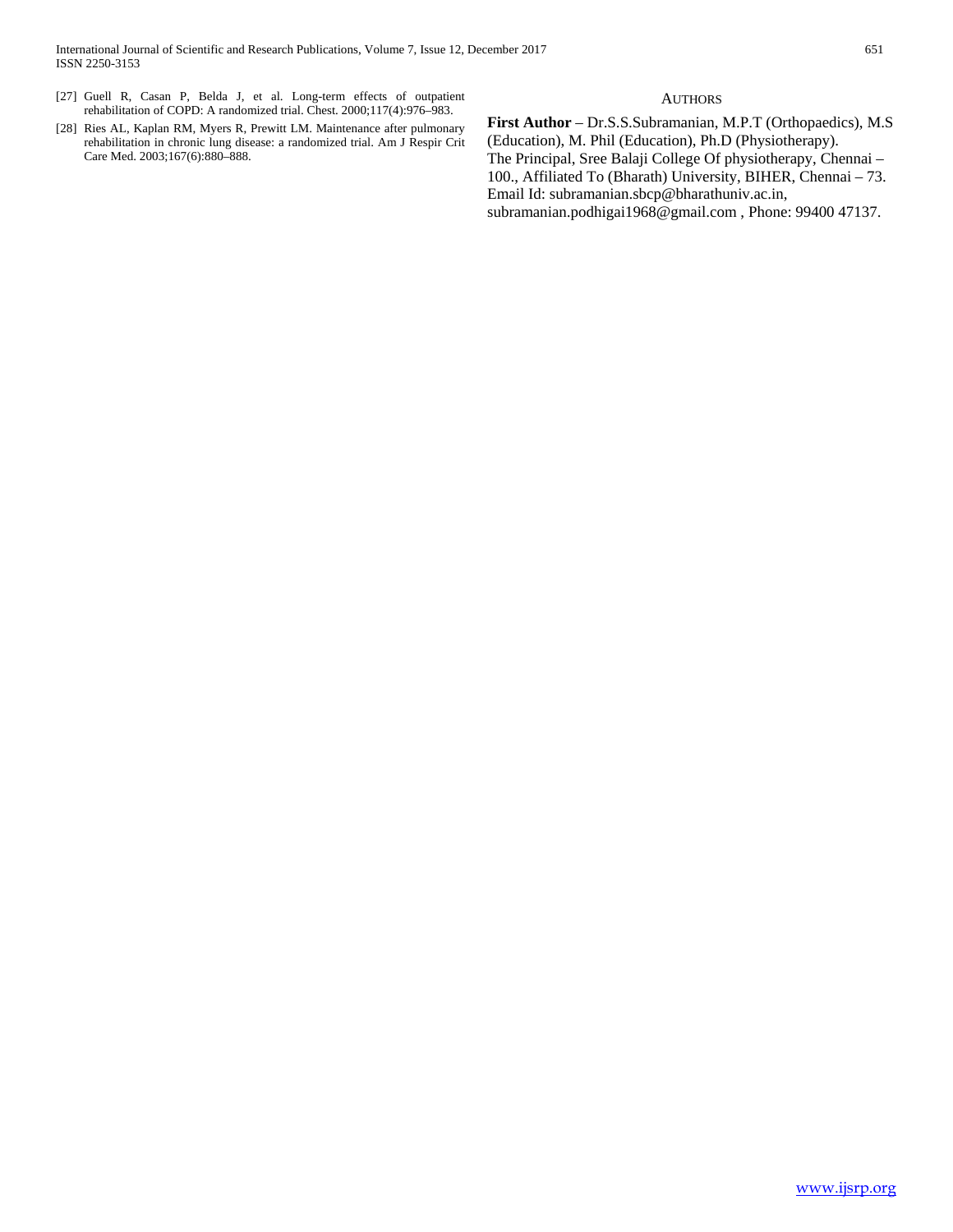[27] Guell R, Casan P, Belda J, et al. Long-term effects of outpatient rehabilitation of COPD: A randomized trial. Chest. 2000;117(4):976–983.

[28] Ries AL, Kaplan RM, Myers R, Prewitt LM. Maintenance after pulmonary rehabilitation in chronic lung disease: a randomized trial. Am J Respir Crit Care Med. 2003;167(6):880–888.

## AUTHORS

**First Author** – Dr.S.S.Subramanian, M.P.T (Orthopaedics), M.S (Education), M. Phil (Education), Ph.D (Physiotherapy).
The Principal, Sree Balaji College Of physiotherapy, Chennai – 100., Affiliated To (Bharath) University, BIHER, Chennai – 73.
Email Id: subramanian.sbcp@bharathuniv.ac.in, subramanian.podhigai1968@gmail.com , Phone: 99400 47137.